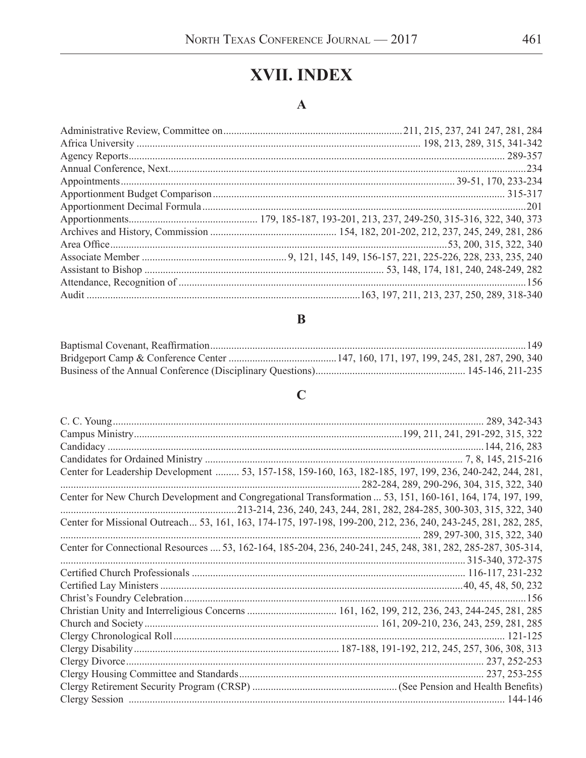# XVII. INDEX

## A

Administrative Review, Committee on ... 211, 215, 237, 241 247, 281, 284
Africa University ... 198, 213, 289, 315, 341-342
Agency Reports ... 289-357
Annual Conference, Next ... 234
Appointments ... 39-51, 170, 233-234
Apportionment Budget Comparison ... 315-317
Apportionment Decimal Formula ... 201
Apportionments ... 179, 185-187, 193-201, 213, 237, 249-250, 315-316, 322, 340, 373
Archives and History, Commission ... 154, 182, 201-202, 212, 237, 245, 249, 281, 286
Area Office ... 53, 200, 315, 322, 340
Associate Member ... 9, 121, 145, 149, 156-157, 221, 225-226, 228, 233, 235, 240
Assistant to Bishop ... 53, 148, 174, 181, 240, 248-249, 282
Attendance, Recognition of ... 156
Audit ... 163, 197, 211, 213, 237, 250, 289, 318-340

## B

Baptismal Covenant, Reaffirmation ... 149
Bridgeport Camp & Conference Center ... 147, 160, 171, 197, 199, 245, 281, 287, 290, 340
Business of the Annual Conference (Disciplinary Questions) ... 145-146, 211-235

## C

C. C. Young ... 289, 342-343
Campus Ministry ... 199, 211, 241, 291-292, 315, 322
Candidacy ... 144, 216, 283
Candidates for Ordained Ministry ... 7, 8, 145, 215-216
Center for Leadership Development ... 53, 157-158, 159-160, 163, 182-185, 197, 199, 236, 240-242, 244, 281, 282-284, 289, 290-296, 304, 315, 322, 340
Center for New Church Development and Congregational Transformation ... 53, 151, 160-161, 164, 174, 197, 199, 213-214, 236, 240, 243, 244, 281, 282, 284-285, 300-303, 315, 322, 340
Center for Missional Outreach ... 53, 161, 163, 174-175, 197-198, 199-200, 212, 236, 240, 243-245, 281, 282, 285, 289, 297-300, 315, 322, 340
Center for Connectional Resources ... 53, 162-164, 185-204, 236, 240-241, 245, 248, 381, 282, 285-287, 305-314, 315-340, 372-375
Certified Church Professionals ... 116-117, 231-232
Certified Lay Ministers ... 40, 45, 48, 50, 232
Christ's Foundry Celebration ... 156
Christian Unity and Interreligious Concerns ... 161, 162, 199, 212, 236, 243, 244-245, 281, 285
Church and Society ... 161, 209-210, 236, 243, 259, 281, 285
Clergy Chronological Roll ... 121-125
Clergy Disability ... 187-188, 191-192, 212, 245, 257, 306, 308, 313
Clergy Divorce ... 237, 252-253
Clergy Housing Committee and Standards ... 237, 253-255
Clergy Retirement Security Program (CRSP) ... (See Pension and Health Benefits)
Clergy Session ... 144-146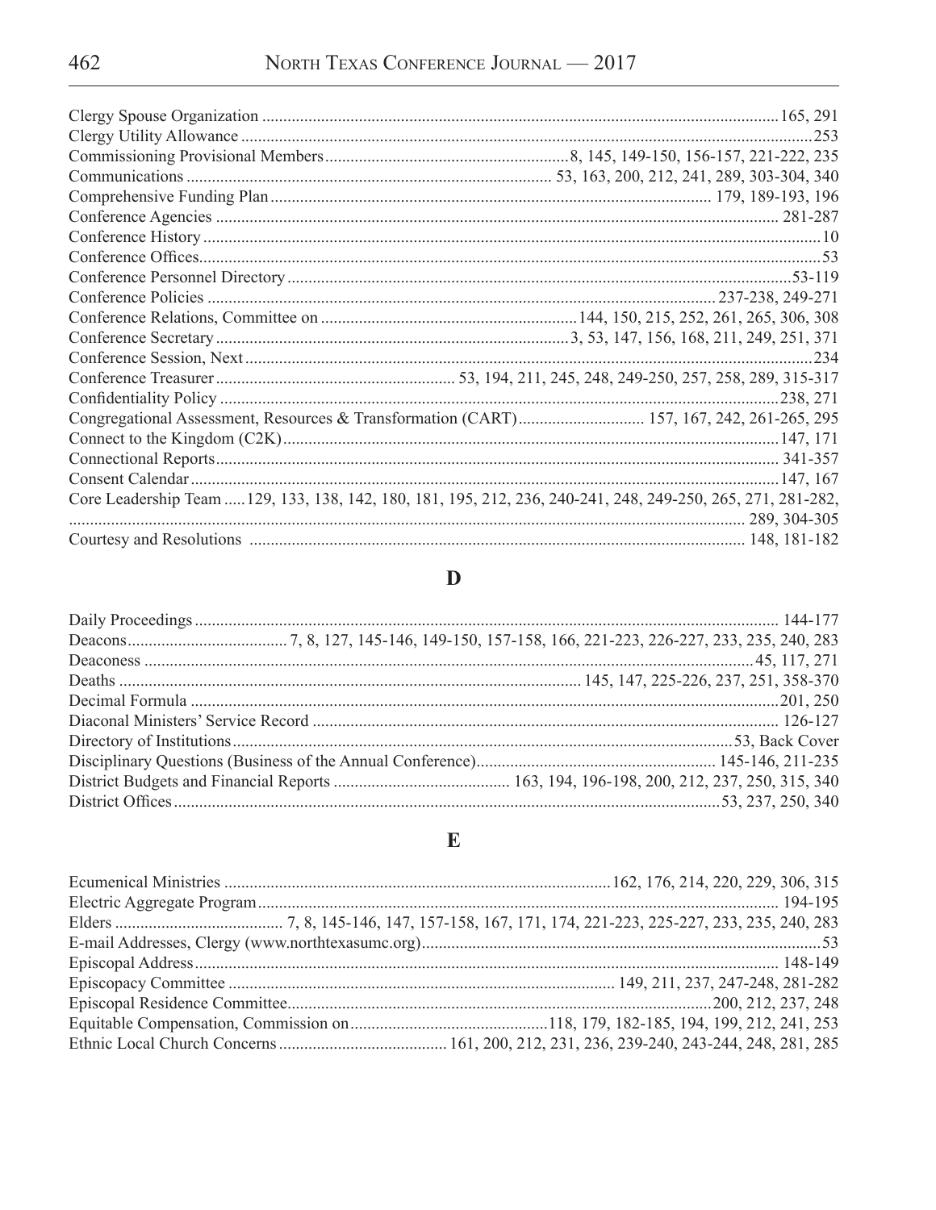Clergy Spouse Organization ............ 165, 291
Clergy Utility Allowance ............ 253
Commissioning Provisional Members ............ 8, 145, 149-150, 156-157, 221-222, 235
Communications ............ 53, 163, 200, 212, 241, 289, 303-304, 340
Comprehensive Funding Plan ............ 179, 189-193, 196
Conference Agencies ............ 281-287
Conference History ............ 10
Conference Offices ............ 53
Conference Personnel Directory ............ 53-119
Conference Policies ............ 237-238, 249-271
Conference Relations, Committee on ............ 144, 150, 215, 252, 261, 265, 306, 308
Conference Secretary ............ 3, 53, 147, 156, 168, 211, 249, 251, 371
Conference Session, Next ............ 234
Conference Treasurer ............ 53, 194, 211, 245, 248, 249-250, 257, 258, 289, 315-317
Confidentiality Policy ............ 238, 271
Congregational Assessment, Resources & Transformation (CART) ............ 157, 167, 242, 261-265, 295
Connect to the Kingdom (C2K) ............ 147, 171
Connectional Reports ............ 341-357
Consent Calendar ............ 147, 167
Core Leadership Team ..... 129, 133, 138, 142, 180, 181, 195, 212, 236, 240-241, 248, 249-250, 265, 271, 281-282, ............ 289, 304-305
Courtesy and Resolutions ............ 148, 181-182

## D

Daily Proceedings ............ 144-177
Deacons ............ 7, 8, 127, 145-146, 149-150, 157-158, 166, 221-223, 226-227, 233, 235, 240, 283
Deaconess ............ 45, 117, 271
Deaths ............ 145, 147, 225-226, 237, 251, 358-370
Decimal Formula ............ 201, 250
Diaconal Ministers' Service Record ............ 126-127
Directory of Institutions ............ 53, Back Cover
Disciplinary Questions (Business of the Annual Conference) ............ 145-146, 211-235
District Budgets and Financial Reports ............ 163, 194, 196-198, 200, 212, 237, 250, 315, 340
District Offices ............ 53, 237, 250, 340

## E

Ecumenical Ministries ............ 162, 176, 214, 220, 229, 306, 315
Electric Aggregate Program ............ 194-195
Elders ............ 7, 8, 145-146, 147, 157-158, 167, 171, 174, 221-223, 225-227, 233, 235, 240, 283
E-mail Addresses, Clergy (www.northtexasumc.org) ............ 53
Episcopal Address ............ 148-149
Episcopacy Committee ............ 149, 211, 237, 247-248, 281-282
Episcopal Residence Committee ............ 200, 212, 237, 248
Equitable Compensation, Commission on ............ 118, 179, 182-185, 194, 199, 212, 241, 253
Ethnic Local Church Concerns ............ 161, 200, 212, 231, 236, 239-240, 243-244, 248, 281, 285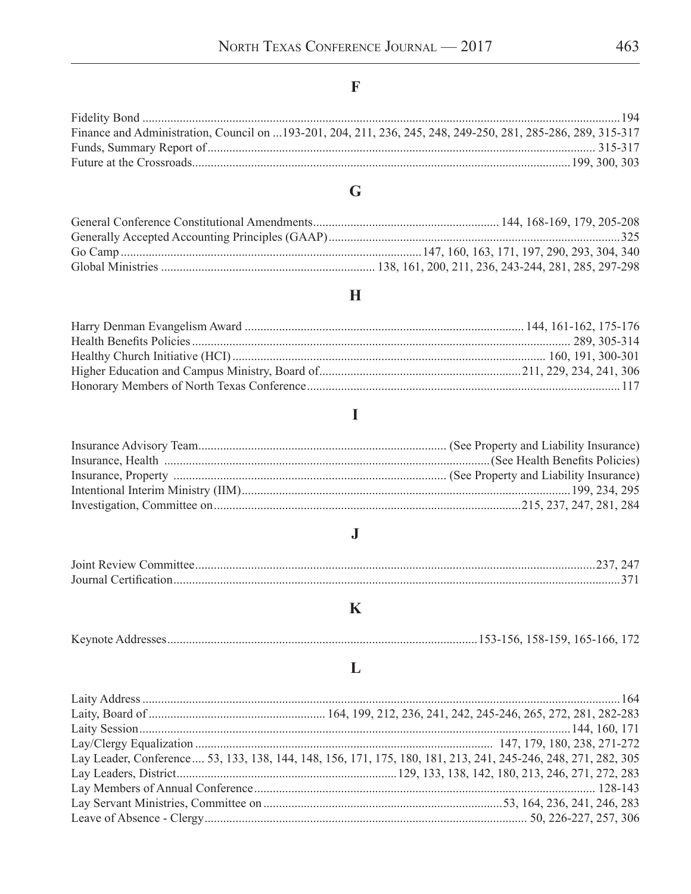## F

Fidelity Bond ........................................................................ 194
Finance and Administration, Council on ...193-201, 204, 211, 236, 245, 248, 249-250, 281, 285-286, 289, 315-317
Funds, Summary Report of ........................................................................ 315-317
Future at the Crossroads ........................................................................ 199, 300, 303

## G

General Conference Constitutional Amendments ........................................ 144, 168-169, 179, 205-208
Generally Accepted Accounting Principles (GAAP) ........................................ 325
Go Camp ........................................ 147, 160, 163, 171, 197, 290, 293, 304, 340
Global Ministries ........................................ 138, 161, 200, 211, 236, 243-244, 281, 285, 297-298

## H

Harry Denman Evangelism Award ........................................ 144, 161-162, 175-176
Health Benefits Policies ........................................ 289, 305-314
Healthy Church Initiative (HCI) ........................................ 160, 191, 300-301
Higher Education and Campus Ministry, Board of ........................................ 211, 229, 234, 241, 306
Honorary Members of North Texas Conference ........................................ 117

## I

Insurance Advisory Team ........................................ (See Property and Liability Insurance)
Insurance, Health ........................................ (See Health Benefits Policies)
Insurance, Property ........................................ (See Property and Liability Insurance)
Intentional Interim Ministry (IIM) ........................................ 199, 234, 295
Investigation, Committee on ........................................ 215, 237, 247, 281, 284

## J

Joint Review Committee ........................................ 237, 247
Journal Certification ........................................ 371

## K

Keynote Addresses ........................................ 153-156, 158-159, 165-166, 172

## L

Laity Address ........................................ 164
Laity, Board of ........................................ 164, 199, 212, 236, 241, 242, 245-246, 265, 272, 281, 282-283
Laity Session ........................................ 144, 160, 171
Lay/Clergy Equalization ........................................ 147, 179, 180, 238, 271-272
Lay Leader, Conference .... 53, 133, 138, 144, 148, 156, 171, 175, 180, 181, 213, 241, 245-246, 248, 271, 282, 305
Lay Leaders, District ........................................ 129, 133, 138, 142, 180, 213, 246, 271, 272, 283
Lay Members of Annual Conference ........................................ 128-143
Lay Servant Ministries, Committee on ........................................ 53, 164, 236, 241, 246, 283
Leave of Absence - Clergy ........................................ 50, 226-227, 257, 306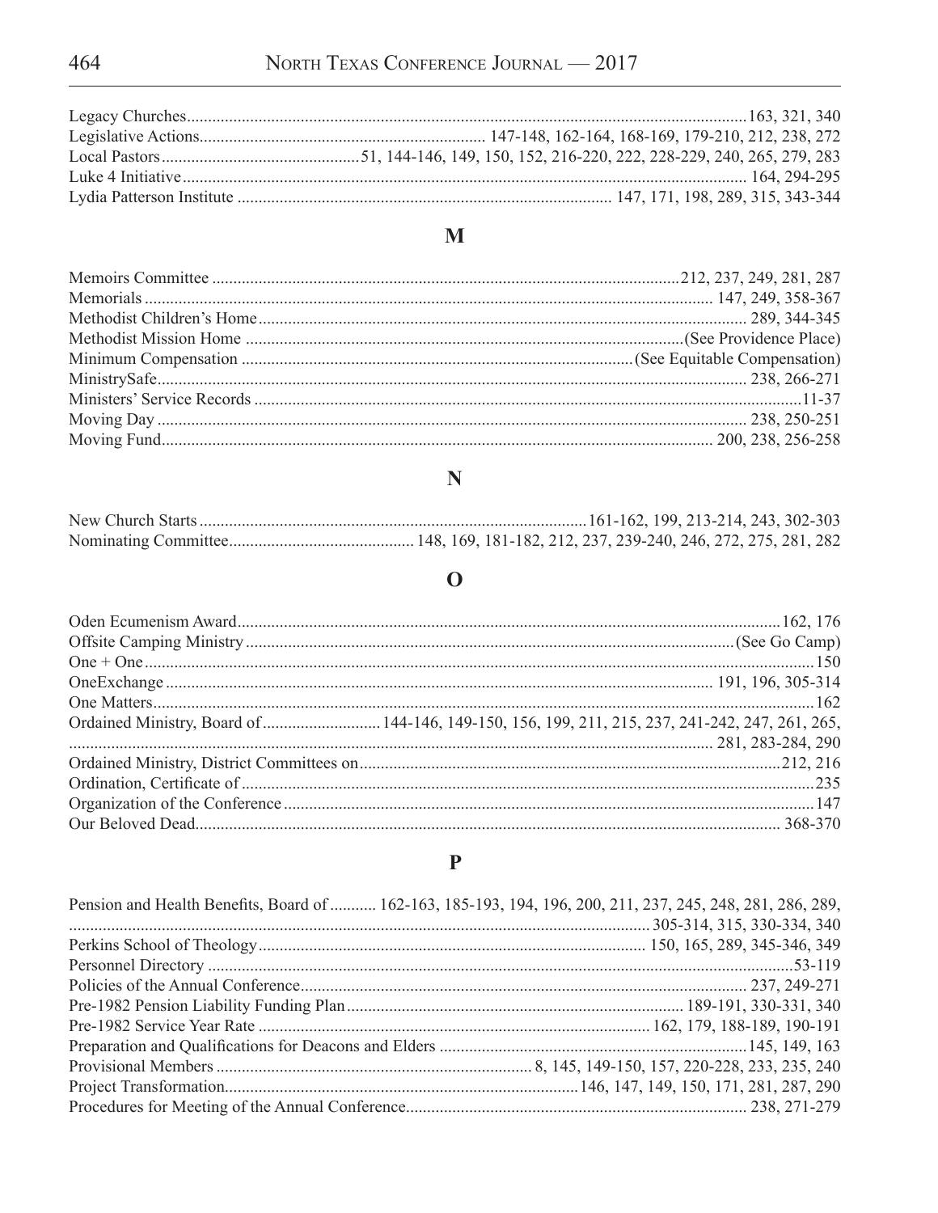Legacy Churches....163, 321, 340
Legislative Actions.... 147-148, 162-164, 168-169, 179-210, 212, 238, 272
Local Pastors....51, 144-146, 149, 150, 152, 216-220, 222, 228-229, 240, 265, 279, 283
Luke 4 Initiative.... 164, 294-295
Lydia Patterson Institute .... 147, 171, 198, 289, 315, 343-344

## M

Memoirs Committee ....212, 237, 249, 281, 287
Memorials .... 147, 249, 358-367
Methodist Children's Home.... 289, 344-345
Methodist Mission Home ....(See Providence Place)
Minimum Compensation ....(See Equitable Compensation)
MinistrySafe.... 238, 266-271
Ministers' Service Records ....11-37
Moving Day .... 238, 250-251
Moving Fund.... 200, 238, 256-258

## N

New Church Starts ....161-162, 199, 213-214, 243, 302-303
Nominating Committee.... 148, 169, 181-182, 212, 237, 239-240, 246, 272, 275, 281, 282

## O

Oden Ecumenism Award....162, 176
Offsite Camping Ministry....(See Go Camp)
One + One....150
OneExchange .... 191, 196, 305-314
One Matters....162
Ordained Ministry, Board of.... 144-146, 149-150, 156, 199, 211, 215, 237, 241-242, 247, 261, 265,
.... 281, 283-284, 290
Ordained Ministry, District Committees on....212, 216
Ordination, Certificate of....235
Organization of the Conference....147
Our Beloved Dead.... 368-370

## P

Pension and Health Benefits, Board of .... 162-163, 185-193, 194, 196, 200, 211, 237, 245, 248, 281, 286, 289,
.... 305-314, 315, 330-334, 340
Perkins School of Theology.... 150, 165, 289, 345-346, 349
Personnel Directory ....53-119
Policies of the Annual Conference.... 237, 249-271
Pre-1982 Pension Liability Funding Plan.... 189-191, 330-331, 340
Pre-1982 Service Year Rate .... 162, 179, 188-189, 190-191
Preparation and Qualifications for Deacons and Elders ....145, 149, 163
Provisional Members .... 8, 145, 149-150, 157, 220-228, 233, 235, 240
Project Transformation....146, 147, 149, 150, 171, 281, 287, 290
Procedures for Meeting of the Annual Conference.... 238, 271-279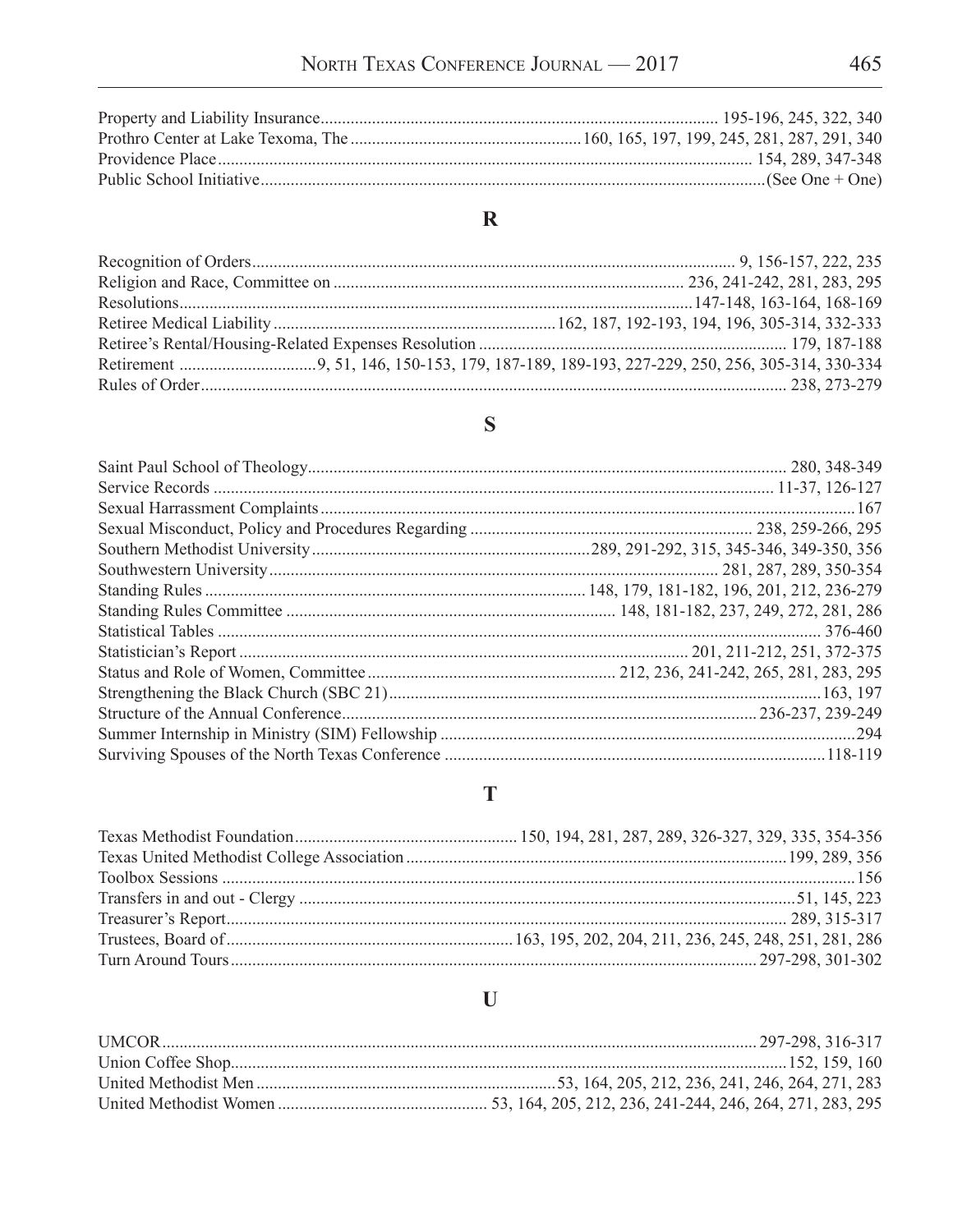Property and Liability Insurance............................................................................................ 195-196, 245, 322, 340
Prothro Center at Lake Texoma, The ......................................................160, 165, 197, 199, 245, 281, 287, 291, 340
Providence Place.......................................................................................................................... 154, 289, 347-348
Public School Initiative.....................................................................................................................(See One + One)

## R

Recognition of Orders................................................................................................................ 9, 156-157, 222, 235
Religion and Race, Committee on ................................................................................. 236, 241-242, 281, 283, 295
Resolutions.......................................................................................................................147-148, 163-164, 168-169
Retiree Medical Liability ..................................................................162, 187, 192-193, 194, 196, 305-314, 332-333
Retiree's Rental/Housing-Related Expenses Resolution ........................................................................ 179, 187-188
Retirement ................................9, 51, 146, 150-153, 179, 187-189, 189-193, 227-229, 250, 256, 305-314, 330-334
Rules of Order....................................................................................................................................... 238, 273-279

## S

Saint Paul School of Theology............................................................................................................... 280, 348-349
Service Records ................................................................................................................................. 11-37, 126-127
Sexual Harrassment Complaints............................................................................................................................167
Sexual Misconduct, Policy and Procedures Regarding ................................................................. 238, 259-266, 295
Southern Methodist University.................................................................289, 291-292, 315, 345-346, 349-350, 356
Southwestern University......................................................................................................... 281, 287, 289, 350-354
Standing Rules ........................................................................................ 148, 179, 181-182, 196, 201, 212, 236-279
Standing Rules Committee ............................................................................ 148, 181-182, 237, 249, 272, 281, 286
Statistical Tables ........................................................................................................................................... 376-460
Statistician's Report ......................................................................................................... 201, 211-212, 251, 372-375
Status and Role of Women, Committee .......................................................... 212, 236, 241-242, 265, 281, 283, 295
Strengthening the Black Church (SBC 21)...................................................................................................163, 197
Structure of the Annual Conference................................................................................................ 236-237, 239-249
Summer Internship in Ministry (SIM) Fellowship ...............................................................................................294
Surviving Spouses of the North Texas Conference .......................................................................................118-119

## T

Texas Methodist Foundation...................................................150, 194, 281, 287, 289, 326-327, 329, 335, 354-356
Texas United Methodist College Association........................................................................................199, 289, 356
Toolbox Sessions ..................................................................................................................................................156
Transfers in and out - Clergy ...................................................................................................................51, 145, 223
Treasurer's Report................................................................................................................................. 289, 315-317
Trustees, Board of..................................................................163, 195, 202, 204, 211, 236, 245, 248, 251, 281, 286
Turn Around Tours.......................................................................................................................... 297-298, 301-302

## U

UMCOR.......................................................................................................................................... 297-298, 316-317
Union Coffee Shop...............................................................................................................................152, 159, 160
United Methodist Men .....................................................................53, 164, 205, 212, 236, 241, 246, 264, 271, 283
United Methodist Women ................................................ 53, 164, 205, 212, 236, 241-244, 246, 264, 271, 283, 295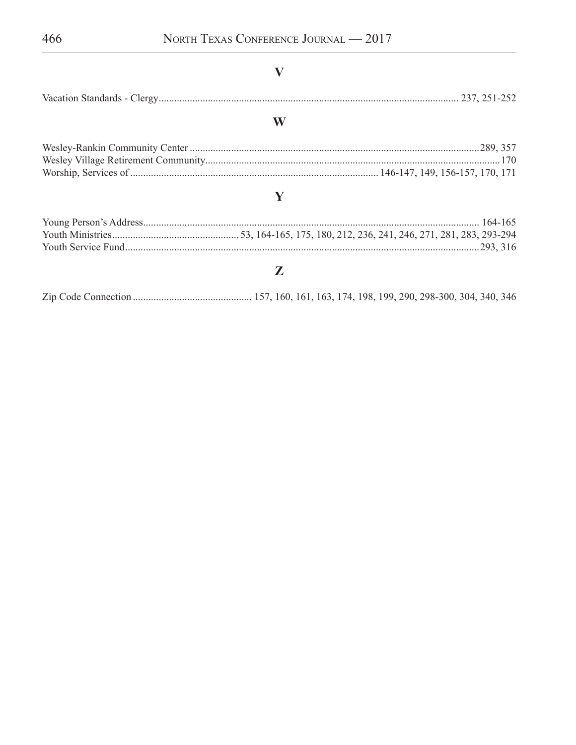## V

Vacation Standards - Clergy .......... 237, 251-252

## W

Wesley-Rankin Community Center .......... 289, 357
Wesley Village Retirement Community .......... 170
Worship, Services of .......... 146-147, 149, 156-157, 170, 171

## Y

Young Person's Address .......... 164-165
Youth Ministries .......... 53, 164-165, 175, 180, 212, 236, 241, 246, 271, 281, 283, 293-294
Youth Service Fund .......... 293, 316

## Z

Zip Code Connection .......... 157, 160, 161, 163, 174, 198, 199, 290, 298-300, 304, 340, 346